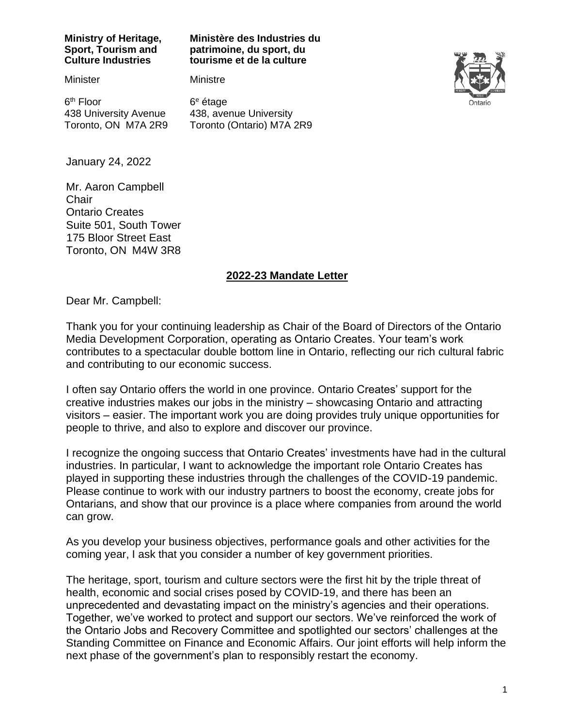**Ministry of Heritage, Sport, Tourism and Culture Industries**

Minister

6th Floor
438 University Avenue
Toronto, ON M7A 2R9

**Ministère des Industries du patrimoine, du sport, du tourisme et de la culture**

Ministre

6e étage
438, avenue University
Toronto (Ontario) M7A 2R9

January 24, 2022

Mr. Aaron Campbell
Chair
Ontario Creates
Suite 501, South Tower
175 Bloor Street East
Toronto, ON M4W 3R8

## 2022-23 Mandate Letter

Dear Mr. Campbell:

Thank you for your continuing leadership as Chair of the Board of Directors of the Ontario Media Development Corporation, operating as Ontario Creates. Your team's work contributes to a spectacular double bottom line in Ontario, reflecting our rich cultural fabric and contributing to our economic success.

I often say Ontario offers the world in one province. Ontario Creates' support for the creative industries makes our jobs in the ministry – showcasing Ontario and attracting visitors – easier. The important work you are doing provides truly unique opportunities for people to thrive, and also to explore and discover our province.

I recognize the ongoing success that Ontario Creates' investments have had in the cultural industries. In particular, I want to acknowledge the important role Ontario Creates has played in supporting these industries through the challenges of the COVID-19 pandemic. Please continue to work with our industry partners to boost the economy, create jobs for Ontarians, and show that our province is a place where companies from around the world can grow.

As you develop your business objectives, performance goals and other activities for the coming year, I ask that you consider a number of key government priorities.

The heritage, sport, tourism and culture sectors were the first hit by the triple threat of health, economic and social crises posed by COVID-19, and there has been an unprecedented and devastating impact on the ministry's agencies and their operations. Together, we've worked to protect and support our sectors. We've reinforced the work of the Ontario Jobs and Recovery Committee and spotlighted our sectors' challenges at the Standing Committee on Finance and Economic Affairs. Our joint efforts will help inform the next phase of the government's plan to responsibly restart the economy.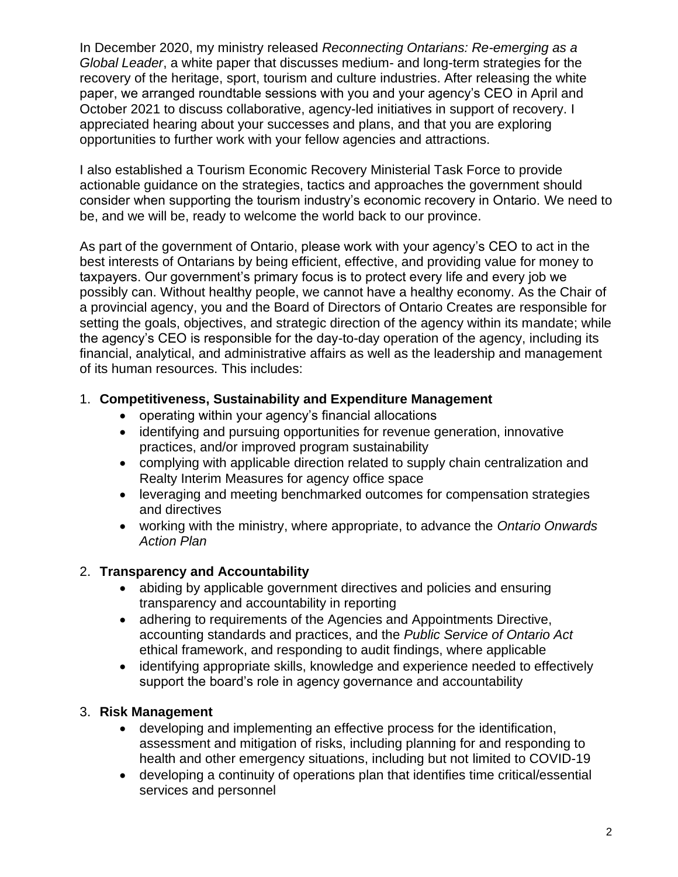In December 2020, my ministry released *Reconnecting Ontarians: Re-emerging as a Global Leader*, a white paper that discusses medium- and long-term strategies for the recovery of the heritage, sport, tourism and culture industries. After releasing the white paper, we arranged roundtable sessions with you and your agency's CEO in April and October 2021 to discuss collaborative, agency-led initiatives in support of recovery. I appreciated hearing about your successes and plans, and that you are exploring opportunities to further work with your fellow agencies and attractions.

I also established a Tourism Economic Recovery Ministerial Task Force to provide actionable guidance on the strategies, tactics and approaches the government should consider when supporting the tourism industry's economic recovery in Ontario. We need to be, and we will be, ready to welcome the world back to our province.

As part of the government of Ontario, please work with your agency's CEO to act in the best interests of Ontarians by being efficient, effective, and providing value for money to taxpayers. Our government's primary focus is to protect every life and every job we possibly can. Without healthy people, we cannot have a healthy economy. As the Chair of a provincial agency, you and the Board of Directors of Ontario Creates are responsible for setting the goals, objectives, and strategic direction of the agency within its mandate; while the agency's CEO is responsible for the day-to-day operation of the agency, including its financial, analytical, and administrative affairs as well as the leadership and management of its human resources. This includes:

1. **Competitiveness, Sustainability and Expenditure Management**
    - operating within your agency's financial allocations
    - identifying and pursuing opportunities for revenue generation, innovative practices, and/or improved program sustainability
    - complying with applicable direction related to supply chain centralization and Realty Interim Measures for agency office space
    - leveraging and meeting benchmarked outcomes for compensation strategies and directives
    - working with the ministry, where appropriate, to advance the *Ontario Onwards Action Plan*

2. **Transparency and Accountability**
    - abiding by applicable government directives and policies and ensuring transparency and accountability in reporting
    - adhering to requirements of the Agencies and Appointments Directive, accounting standards and practices, and the *Public Service of Ontario Act* ethical framework, and responding to audit findings, where applicable
    - identifying appropriate skills, knowledge and experience needed to effectively support the board's role in agency governance and accountability

3. **Risk Management**
    - developing and implementing an effective process for the identification, assessment and mitigation of risks, including planning for and responding to health and other emergency situations, including but not limited to COVID-19
    - developing a continuity of operations plan that identifies time critical/essential services and personnel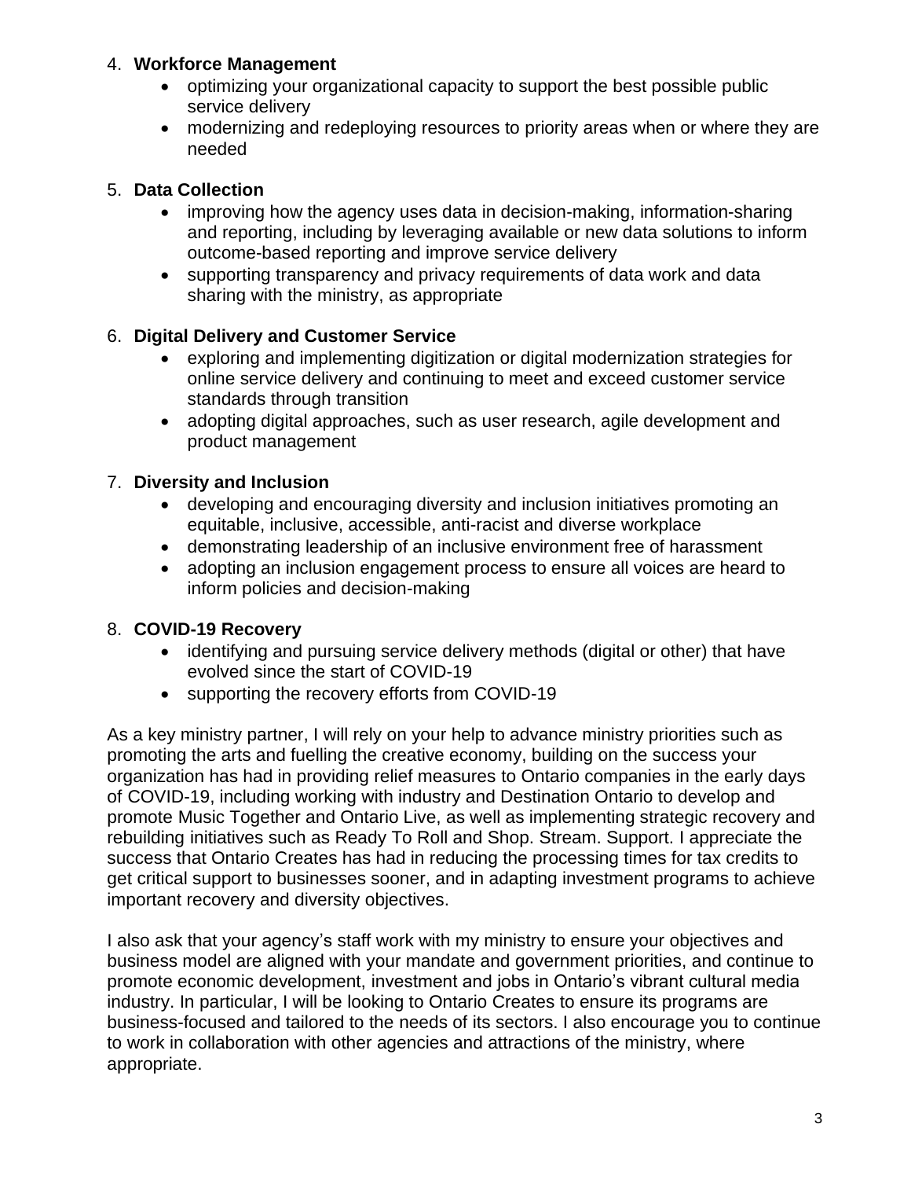4. **Workforce Management**
    - optimizing your organizational capacity to support the best possible public service delivery
    - modernizing and redeploying resources to priority areas when or where they are needed

5. **Data Collection**
    - improving how the agency uses data in decision-making, information-sharing and reporting, including by leveraging available or new data solutions to inform outcome-based reporting and improve service delivery
    - supporting transparency and privacy requirements of data work and data sharing with the ministry, as appropriate

6. **Digital Delivery and Customer Service**
    - exploring and implementing digitization or digital modernization strategies for online service delivery and continuing to meet and exceed customer service standards through transition
    - adopting digital approaches, such as user research, agile development and product management

7. **Diversity and Inclusion**
    - developing and encouraging diversity and inclusion initiatives promoting an equitable, inclusive, accessible, anti-racist and diverse workplace
    - demonstrating leadership of an inclusive environment free of harassment
    - adopting an inclusion engagement process to ensure all voices are heard to inform policies and decision-making

8. **COVID-19 Recovery**
    - identifying and pursuing service delivery methods (digital or other) that have evolved since the start of COVID-19
    - supporting the recovery efforts from COVID-19

As a key ministry partner, I will rely on your help to advance ministry priorities such as promoting the arts and fuelling the creative economy, building on the success your organization has had in providing relief measures to Ontario companies in the early days of COVID-19, including working with industry and Destination Ontario to develop and promote Music Together and Ontario Live, as well as implementing strategic recovery and rebuilding initiatives such as Ready To Roll and Shop. Stream. Support. I appreciate the success that Ontario Creates has had in reducing the processing times for tax credits to get critical support to businesses sooner, and in adapting investment programs to achieve important recovery and diversity objectives.

I also ask that your agency's staff work with my ministry to ensure your objectives and business model are aligned with your mandate and government priorities, and continue to promote economic development, investment and jobs in Ontario's vibrant cultural media industry. In particular, I will be looking to Ontario Creates to ensure its programs are business-focused and tailored to the needs of its sectors. I also encourage you to continue to work in collaboration with other agencies and attractions of the ministry, where appropriate.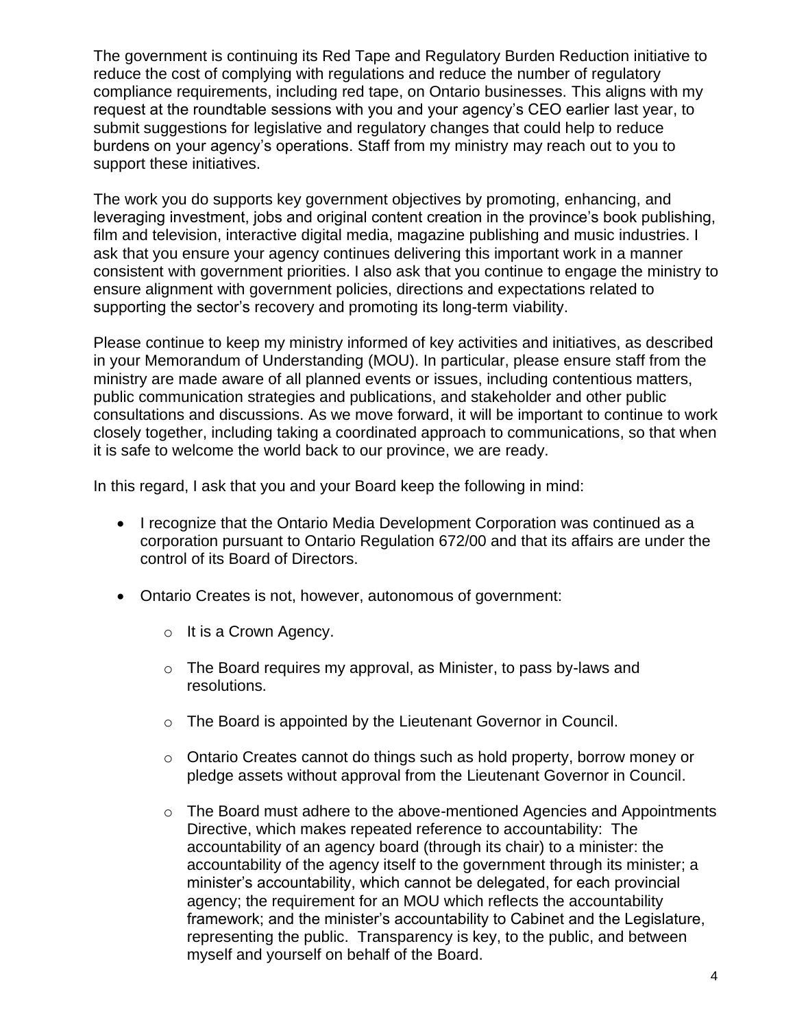The government is continuing its Red Tape and Regulatory Burden Reduction initiative to reduce the cost of complying with regulations and reduce the number of regulatory compliance requirements, including red tape, on Ontario businesses. This aligns with my request at the roundtable sessions with you and your agency's CEO earlier last year, to submit suggestions for legislative and regulatory changes that could help to reduce burdens on your agency's operations. Staff from my ministry may reach out to you to support these initiatives.

The work you do supports key government objectives by promoting, enhancing, and leveraging investment, jobs and original content creation in the province's book publishing, film and television, interactive digital media, magazine publishing and music industries. I ask that you ensure your agency continues delivering this important work in a manner consistent with government priorities. I also ask that you continue to engage the ministry to ensure alignment with government policies, directions and expectations related to supporting the sector's recovery and promoting its long-term viability.

Please continue to keep my ministry informed of key activities and initiatives, as described in your Memorandum of Understanding (MOU). In particular, please ensure staff from the ministry are made aware of all planned events or issues, including contentious matters, public communication strategies and publications, and stakeholder and other public consultations and discussions. As we move forward, it will be important to continue to work closely together, including taking a coordinated approach to communications, so that when it is safe to welcome the world back to our province, we are ready.

In this regard, I ask that you and your Board keep the following in mind:

- I recognize that the Ontario Media Development Corporation was continued as a corporation pursuant to Ontario Regulation 672/00 and that its affairs are under the control of its Board of Directors.
- Ontario Creates is not, however, autonomous of government:
  - It is a Crown Agency.
  - The Board requires my approval, as Minister, to pass by-laws and resolutions.
  - The Board is appointed by the Lieutenant Governor in Council.
  - Ontario Creates cannot do things such as hold property, borrow money or pledge assets without approval from the Lieutenant Governor in Council.
  - The Board must adhere to the above-mentioned Agencies and Appointments Directive, which makes repeated reference to accountability: The accountability of an agency board (through its chair) to a minister: the accountability of the agency itself to the government through its minister; a minister's accountability, which cannot be delegated, for each provincial agency; the requirement for an MOU which reflects the accountability framework; and the minister's accountability to Cabinet and the Legislature, representing the public. Transparency is key, to the public, and between myself and yourself on behalf of the Board.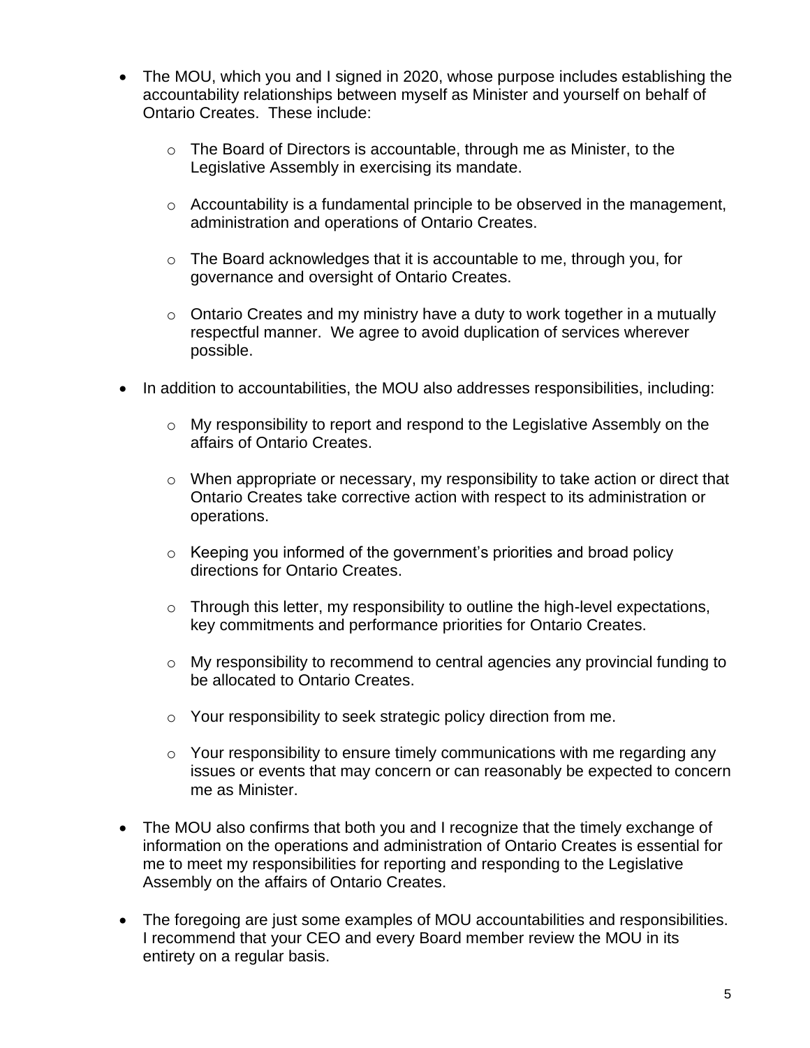- The MOU, which you and I signed in 2020, whose purpose includes establishing the accountability relationships between myself as Minister and yourself on behalf of Ontario Creates. These include:

    - The Board of Directors is accountable, through me as Minister, to the Legislative Assembly in exercising its mandate.

    - Accountability is a fundamental principle to be observed in the management, administration and operations of Ontario Creates.

    - The Board acknowledges that it is accountable to me, through you, for governance and oversight of Ontario Creates.

    - Ontario Creates and my ministry have a duty to work together in a mutually respectful manner. We agree to avoid duplication of services wherever possible.

- In addition to accountabilities, the MOU also addresses responsibilities, including:

    - My responsibility to report and respond to the Legislative Assembly on the affairs of Ontario Creates.

    - When appropriate or necessary, my responsibility to take action or direct that Ontario Creates take corrective action with respect to its administration or operations.

    - Keeping you informed of the government's priorities and broad policy directions for Ontario Creates.

    - Through this letter, my responsibility to outline the high-level expectations, key commitments and performance priorities for Ontario Creates.

    - My responsibility to recommend to central agencies any provincial funding to be allocated to Ontario Creates.

    - Your responsibility to seek strategic policy direction from me.

    - Your responsibility to ensure timely communications with me regarding any issues or events that may concern or can reasonably be expected to concern me as Minister.

- The MOU also confirms that both you and I recognize that the timely exchange of information on the operations and administration of Ontario Creates is essential for me to meet my responsibilities for reporting and responding to the Legislative Assembly on the affairs of Ontario Creates.

- The foregoing are just some examples of MOU accountabilities and responsibilities. I recommend that your CEO and every Board member review the MOU in its entirety on a regular basis.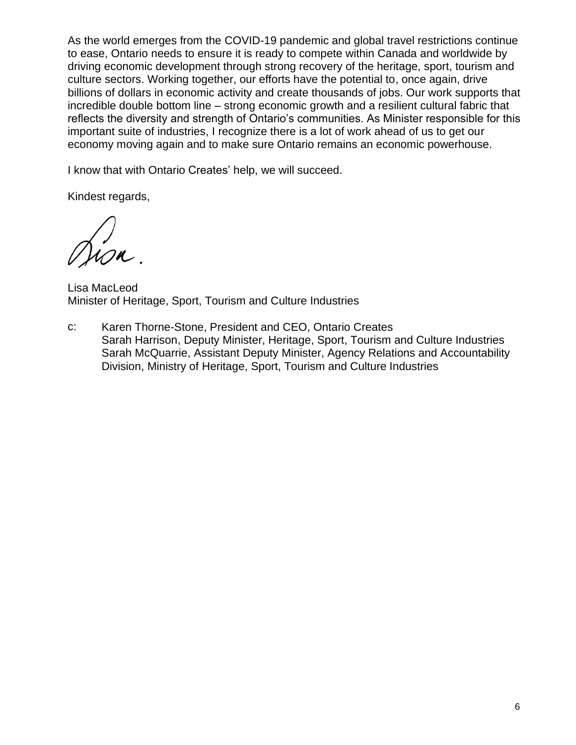As the world emerges from the COVID-19 pandemic and global travel restrictions continue to ease, Ontario needs to ensure it is ready to compete within Canada and worldwide by driving economic development through strong recovery of the heritage, sport, tourism and culture sectors. Working together, our efforts have the potential to, once again, drive billions of dollars in economic activity and create thousands of jobs. Our work supports that incredible double bottom line – strong economic growth and a resilient cultural fabric that reflects the diversity and strength of Ontario's communities. As Minister responsible for this important suite of industries, I recognize there is a lot of work ahead of us to get our economy moving again and to make sure Ontario remains an economic powerhouse.

I know that with Ontario Creates' help, we will succeed.

Kindest regards,

Lisa MacLeod
Minister of Heritage, Sport, Tourism and Culture Industries

c: Karen Thorne-Stone, President and CEO, Ontario Creates
Sarah Harrison, Deputy Minister, Heritage, Sport, Tourism and Culture Industries
Sarah McQuarrie, Assistant Deputy Minister, Agency Relations and Accountability Division, Ministry of Heritage, Sport, Tourism and Culture Industries